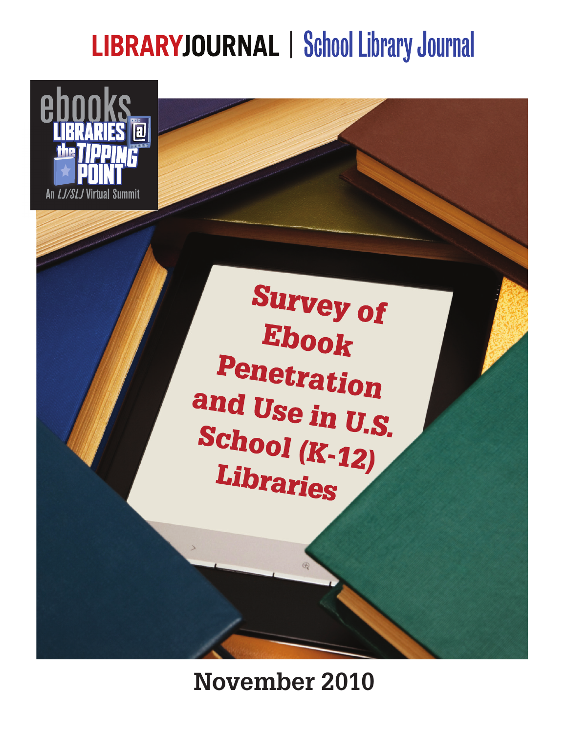LIBRARYJOURNAL | School Library Journal

ebooks LIBRARIES @ the TIPPING POINT

An *LJ/SLJ* Virtual Summit

# Survey of Ebook Penetration and Use in U.S. School (K-12) Libraries

November 2010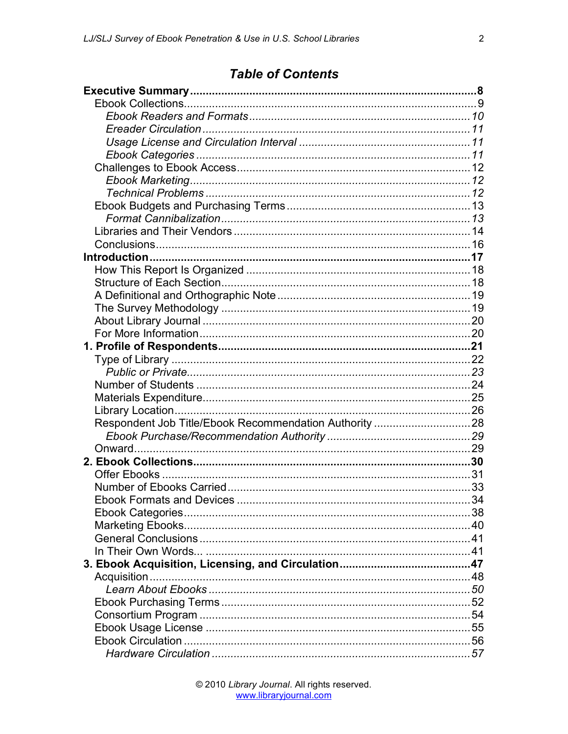# Table of Contents

**Executive Summary** ... **8**
- Ebook Collections ... 9
  - *Ebook Readers and Formats* ... *10*
  - *Ereader Circulation* ... *11*
  - *Usage License and Circulation Interval* ... *11*
  - *Ebook Categories* ... *11*
- Challenges to Ebook Access ... 12
  - *Ebook Marketing* ... *12*
  - *Technical Problems* ... *12*
- Ebook Budgets and Purchasing Terms ... 13
  - *Format Cannibalization* ... *13*
- Libraries and Their Vendors ... 14
- Conclusions ... 16

**Introduction** ... **17**
- How This Report Is Organized ... 18
- Structure of Each Section ... 18
- A Definitional and Orthographic Note ... 19
- The Survey Methodology ... 19
- About Library Journal ... 20
- For More Information ... 20

**1. Profile of Respondents** ... **21**
- Type of Library ... 22
  - *Public or Private* ... *23*
- Number of Students ... 24
- Materials Expenditure ... 25
- Library Location ... 26
- Respondent Job Title/Ebook Recommendation Authority ... 28
  - *Ebook Purchase/Recommendation Authority* ... *29*
- Onward ... 29

**2. Ebook Collections** ... **30**
- Offer Ebooks ... 31
- Number of Ebooks Carried ... 33
- Ebook Formats and Devices ... 34
- Ebook Categories ... 38
- Marketing Ebooks ... 40
- General Conclusions ... 41
- In Their Own Words... ... 41

**3. Ebook Acquisition, Licensing, and Circulation** ... **47**
- Acquisition ... 48
  - *Learn About Ebooks* ... *50*
- Ebook Purchasing Terms ... 52
- Consortium Program ... 54
- Ebook Usage License ... 55
- Ebook Circulation ... 56
  - *Hardware Circulation* ... *57*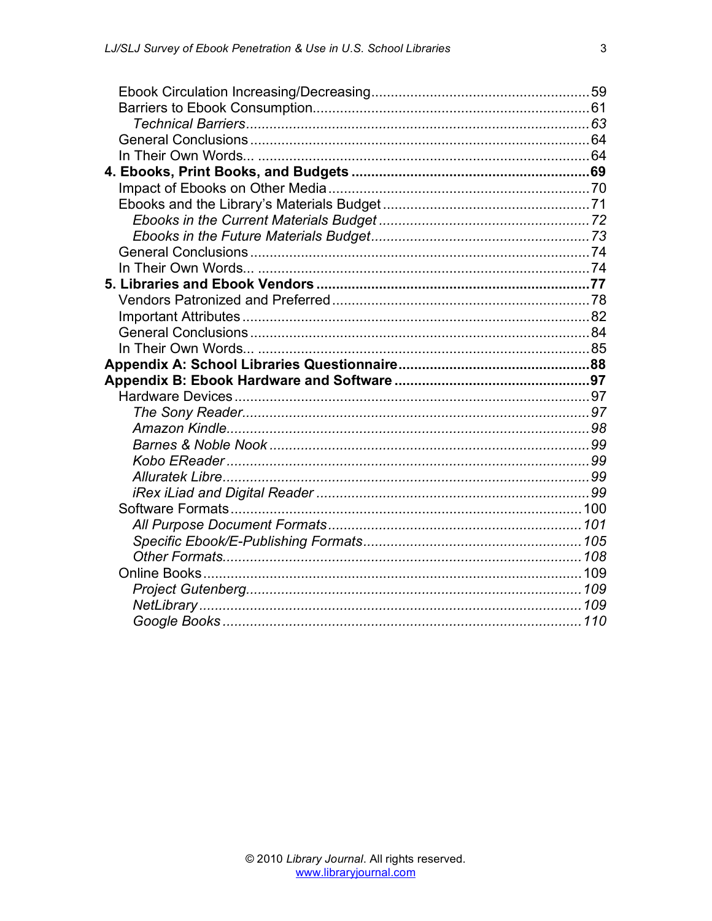Ebook Circulation Increasing/Decreasing....................................................... 59
Barriers to Ebook Consumption....................................................................... 61
*Technical Barriers*........................................................................................ 63
General Conclusions ....................................................................................... 64
In Their Own Words... ..................................................................................... 64

**4. Ebooks, Print Books, and Budgets ............................................................ 69**

Impact of Ebooks on Other Media .................................................................. 70
Ebooks and the Library's Materials Budget ..................................................... 71
*Ebooks in the Current Materials Budget* ...................................................... 72
*Ebooks in the Future Materials Budget*........................................................ 73
General Conclusions ....................................................................................... 74
In Their Own Words... ..................................................................................... 74

**5. Libraries and Ebook Vendors .................................................................... 77**

Vendors Patronized and Preferred .................................................................. 78
Important Attributes ......................................................................................... 82
General Conclusions ....................................................................................... 84
In Their Own Words... ..................................................................................... 85

**Appendix A: School Libraries Questionnaire................................................ 88**

**Appendix B: Ebook Hardware and Software .................................................. 97**

Hardware Devices ........................................................................................... 97
*The Sony Reader*........................................................................................ 97
*Amazon Kindle*............................................................................................. 98
*Barnes & Noble Nook* .................................................................................. 99
*Kobo EReader* ............................................................................................. 99
*Alluratek Libre*.............................................................................................. 99
*iRex iLiad and Digital Reader* ..................................................................... 99
Software Formats........................................................................................... 100
*All Purpose Document Formats*................................................................. 101
*Specific Ebook/E-Publishing Formats*........................................................ 105
*Other Formats*............................................................................................ 108
Online Books ................................................................................................. 109
*Project Gutenberg*...................................................................................... 109
*NetLibrary*.................................................................................................. 109
*Google Books* ............................................................................................ 110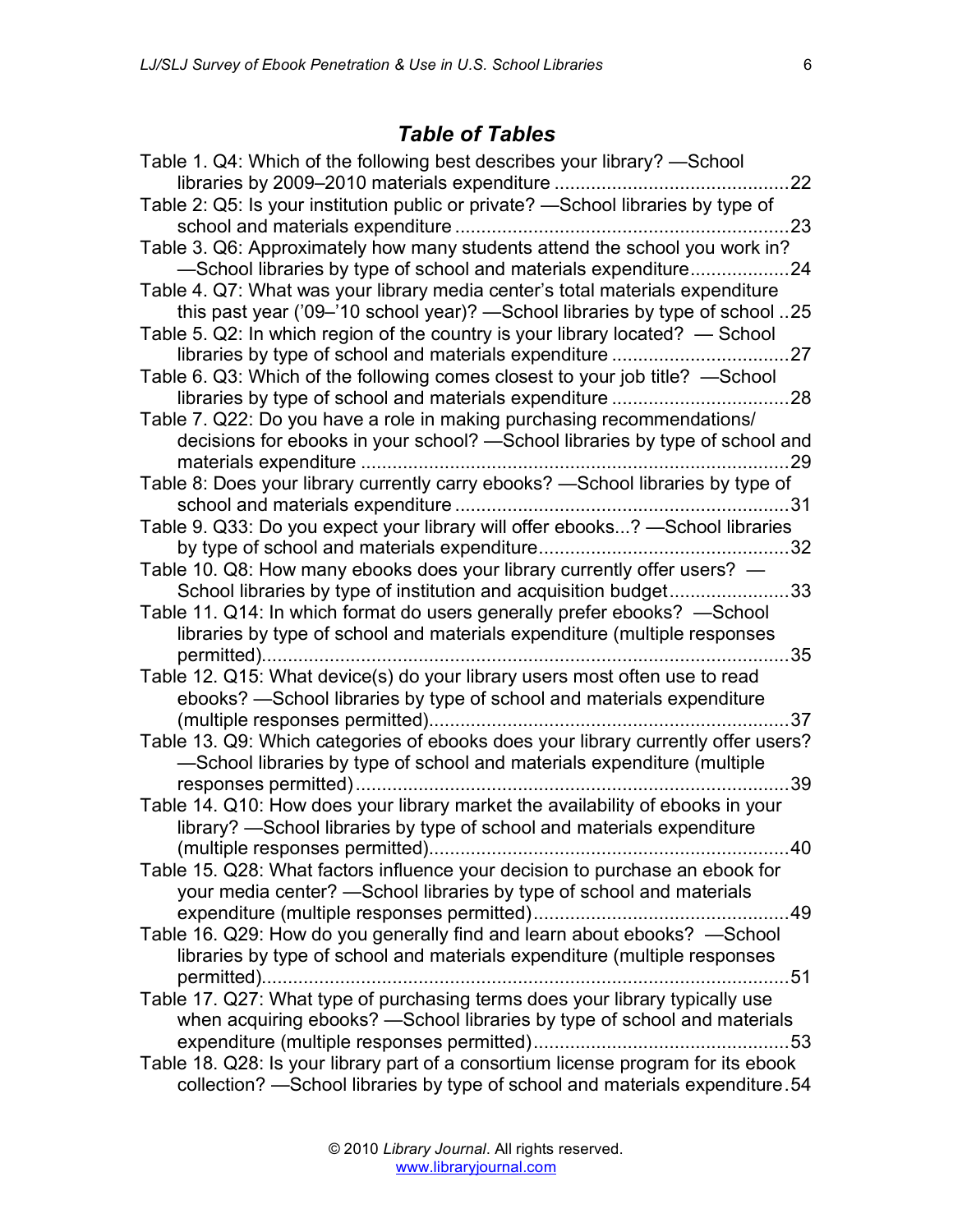## *Table of Tables*

Table 1. Q4: Which of the following best describes your library? —School libraries by 2009–2010 materials expenditure ............................................22

Table 2: Q5: Is your institution public or private? —School libraries by type of school and materials expenditure ...............................................................23

Table 3. Q6: Approximately how many students attend the school you work in? —School libraries by type of school and materials expenditure...................24

Table 4. Q7: What was your library media center's total materials expenditure this past year ('09–'10 school year)? —School libraries by type of school ..25

Table 5. Q2: In which region of the country is your library located? — School libraries by type of school and materials expenditure .................................27

Table 6. Q3: Which of the following comes closest to your job title? —School libraries by type of school and materials expenditure .................................28

Table 7. Q22: Do you have a role in making purchasing recommendations/ decisions for ebooks in your school? —School libraries by type of school and materials expenditure ..................................................................................29

Table 8: Does your library currently carry ebooks? —School libraries by type of school and materials expenditure ...............................................................31

Table 9. Q33: Do you expect your library will offer ebooks...? —School libraries by type of school and materials expenditure...............................................32

Table 10. Q8: How many ebooks does your library currently offer users? — School libraries by type of institution and acquisition budget.......................33

Table 11. Q14: In which format do users generally prefer ebooks? —School libraries by type of school and materials expenditure (multiple responses permitted)....................................................................................................35

Table 12. Q15: What device(s) do your library users most often use to read ebooks? —School libraries by type of school and materials expenditure (multiple responses permitted)....................................................................37

Table 13. Q9: Which categories of ebooks does your library currently offer users? —School libraries by type of school and materials expenditure (multiple responses permitted) ..................................................................................39

Table 14. Q10: How does your library market the availability of ebooks in your library? —School libraries by type of school and materials expenditure (multiple responses permitted)....................................................................40

Table 15. Q28: What factors influence your decision to purchase an ebook for your media center? —School libraries by type of school and materials expenditure (multiple responses permitted)................................................49

Table 16. Q29: How do you generally find and learn about ebooks? —School libraries by type of school and materials expenditure (multiple responses permitted)....................................................................................................51

Table 17. Q27: What type of purchasing terms does your library typically use when acquiring ebooks? —School libraries by type of school and materials expenditure (multiple responses permitted)................................................53

Table 18. Q28: Is your library part of a consortium license program for its ebook collection? —School libraries by type of school and materials expenditure.54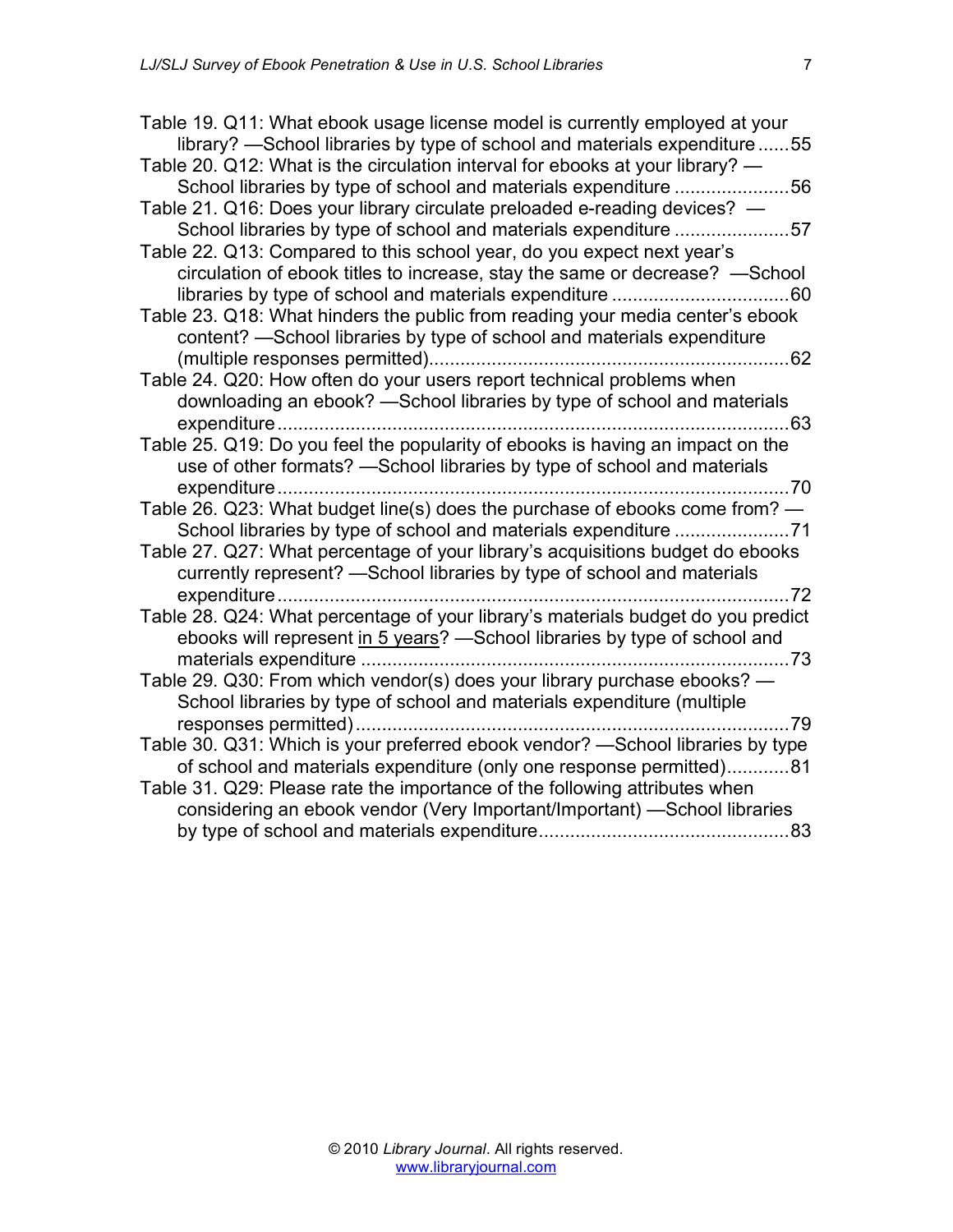Table 19. Q11: What ebook usage license model is currently employed at your library? —School libraries by type of school and materials expenditure ......55

Table 20. Q12: What is the circulation interval for ebooks at your library? —School libraries by type of school and materials expenditure ......................56

Table 21. Q16: Does your library circulate preloaded e-reading devices? —School libraries by type of school and materials expenditure ......................57

Table 22. Q13: Compared to this school year, do you expect next year's circulation of ebook titles to increase, stay the same or decrease? —School libraries by type of school and materials expenditure .................................60

Table 23. Q18: What hinders the public from reading your media center's ebook content? —School libraries by type of school and materials expenditure (multiple responses permitted)....................................................................62

Table 24. Q20: How often do your users report technical problems when downloading an ebook? —School libraries by type of school and materials expenditure..................................................................................................63

Table 25. Q19: Do you feel the popularity of ebooks is having an impact on the use of other formats? —School libraries by type of school and materials expenditure..................................................................................................70

Table 26. Q23: What budget line(s) does the purchase of ebooks come from? —School libraries by type of school and materials expenditure ......................71

Table 27. Q27: What percentage of your library's acquisitions budget do ebooks currently represent? —School libraries by type of school and materials expenditure..................................................................................................72

Table 28. Q24: What percentage of your library's materials budget do you predict ebooks will represent <u>in 5 years</u>? —School libraries by type of school and materials expenditure ..................................................................................73

Table 29. Q30: From which vendor(s) does your library purchase ebooks? —School libraries by type of school and materials expenditure (multiple responses permitted)...................................................................................79

Table 30. Q31: Which is your preferred ebook vendor? —School libraries by type of school and materials expenditure (only one response permitted)............81

Table 31. Q29: Please rate the importance of the following attributes when considering an ebook vendor (Very Important/Important) —School libraries by type of school and materials expenditure................................................83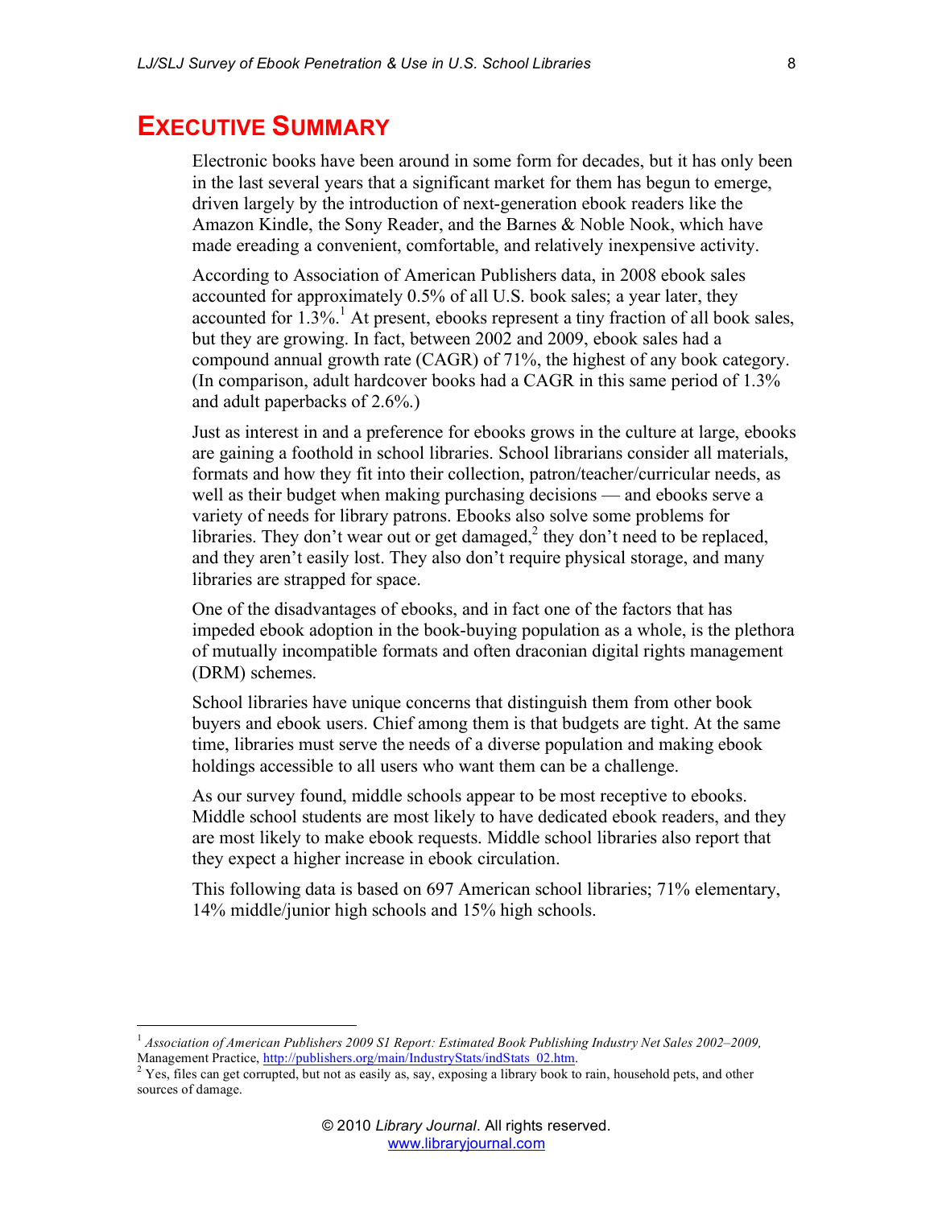# Executive Summary

Electronic books have been around in some form for decades, but it has only been in the last several years that a significant market for them has begun to emerge, driven largely by the introduction of next-generation ebook readers like the Amazon Kindle, the Sony Reader, and the Barnes & Noble Nook, which have made ereading a convenient, comfortable, and relatively inexpensive activity.

According to Association of American Publishers data, in 2008 ebook sales accounted for approximately 0.5% of all U.S. book sales; a year later, they accounted for 1.3%.[1] At present, ebooks represent a tiny fraction of all book sales, but they are growing. In fact, between 2002 and 2009, ebook sales had a compound annual growth rate (CAGR) of 71%, the highest of any book category. (In comparison, adult hardcover books had a CAGR in this same period of 1.3% and adult paperbacks of 2.6%.)

Just as interest in and a preference for ebooks grows in the culture at large, ebooks are gaining a foothold in school libraries. School librarians consider all materials, formats and how they fit into their collection, patron/teacher/curricular needs, as well as their budget when making purchasing decisions — and ebooks serve a variety of needs for library patrons. Ebooks also solve some problems for libraries. They don't wear out or get damaged,[2] they don't need to be replaced, and they aren't easily lost. They also don't require physical storage, and many libraries are strapped for space.

One of the disadvantages of ebooks, and in fact one of the factors that has impeded ebook adoption in the book-buying population as a whole, is the plethora of mutually incompatible formats and often draconian digital rights management (DRM) schemes.

School libraries have unique concerns that distinguish them from other book buyers and ebook users. Chief among them is that budgets are tight. At the same time, libraries must serve the needs of a diverse population and making ebook holdings accessible to all users who want them can be a challenge.

As our survey found, middle schools appear to be most receptive to ebooks. Middle school students are most likely to have dedicated ebook readers, and they are most likely to make ebook requests. Middle school libraries also report that they expect a higher increase in ebook circulation.

This following data is based on 697 American school libraries; 71% elementary, 14% middle/junior high schools and 15% high schools.

---

[1] *Association of American Publishers 2009 S1 Report: Estimated Book Publishing Industry Net Sales 2002–2009,* Management Practice, http://publishers.org/main/IndustryStats/indStats_02.htm.

[2] Yes, files can get corrupted, but not as easily as, say, exposing a library book to rain, household pets, and other sources of damage.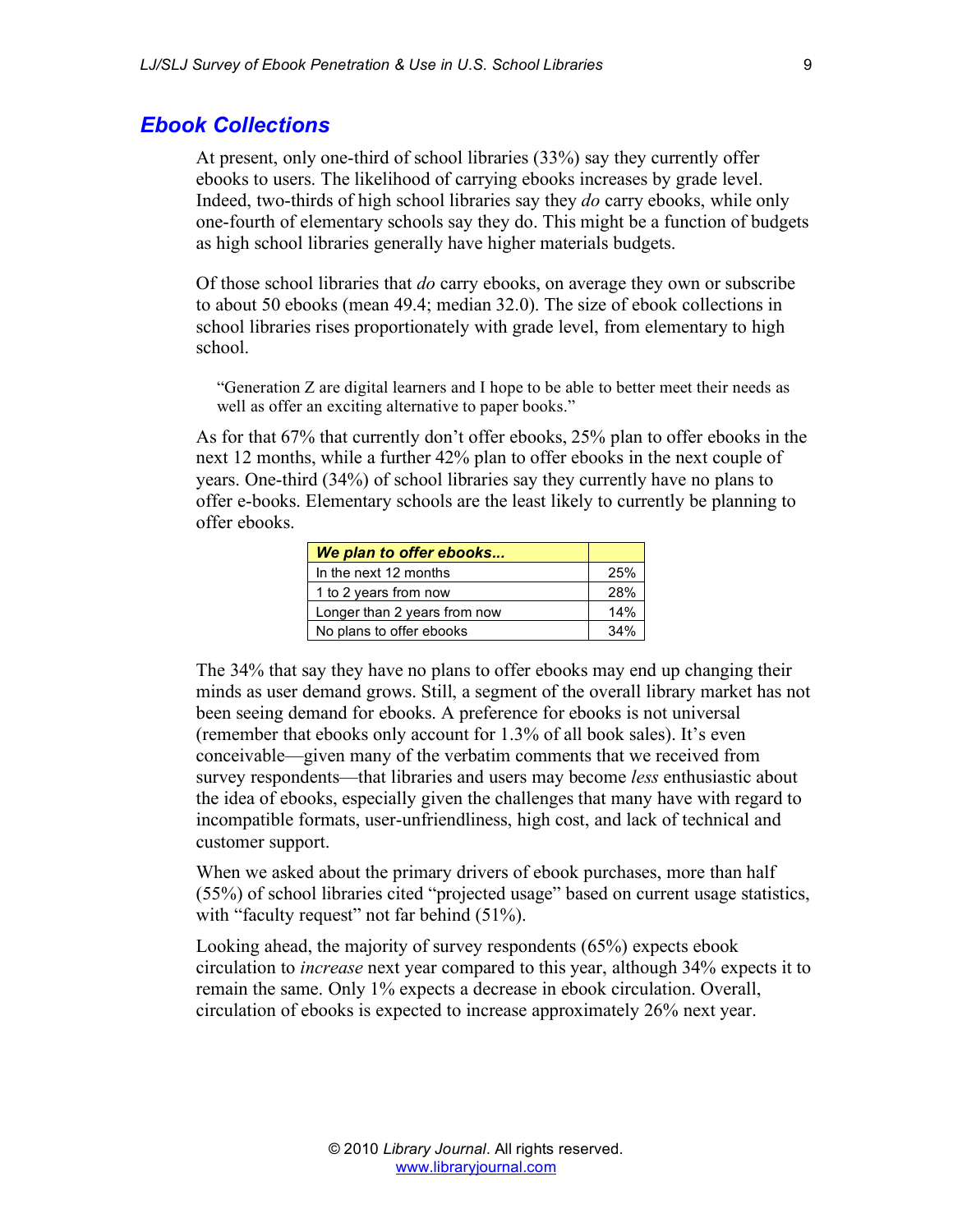## *Ebook Collections*

At present, only one-third of school libraries (33%) say they currently offer ebooks to users. The likelihood of carrying ebooks increases by grade level. Indeed, two-thirds of high school libraries say they *do* carry ebooks, while only one-fourth of elementary schools say they do. This might be a function of budgets as high school libraries generally have higher materials budgets.

Of those school libraries that *do* carry ebooks, on average they own or subscribe to about 50 ebooks (mean 49.4; median 32.0). The size of ebook collections in school libraries rises proportionately with grade level, from elementary to high school.

> "Generation Z are digital learners and I hope to be able to better meet their needs as well as offer an exciting alternative to paper books."

As for that 67% that currently don't offer ebooks, 25% plan to offer ebooks in the next 12 months, while a further 42% plan to offer ebooks in the next couple of years. One-third (34%) of school libraries say they currently have no plans to offer e-books. Elementary schools are the least likely to currently be planning to offer ebooks.

| ***We plan to offer ebooks...*** | |
|---|---|
| In the next 12 months | 25% |
| 1 to 2 years from now | 28% |
| Longer than 2 years from now | 14% |
| No plans to offer ebooks | 34% |

The 34% that say they have no plans to offer ebooks may end up changing their minds as user demand grows. Still, a segment of the overall library market has not been seeing demand for ebooks. A preference for ebooks is not universal (remember that ebooks only account for 1.3% of all book sales). It's even conceivable—given many of the verbatim comments that we received from survey respondents—that libraries and users may become *less* enthusiastic about the idea of ebooks, especially given the challenges that many have with regard to incompatible formats, user-unfriendliness, high cost, and lack of technical and customer support.

When we asked about the primary drivers of ebook purchases, more than half (55%) of school libraries cited "projected usage" based on current usage statistics, with "faculty request" not far behind (51%).

Looking ahead, the majority of survey respondents (65%) expects ebook circulation to *increase* next year compared to this year, although 34% expects it to remain the same. Only 1% expects a decrease in ebook circulation. Overall, circulation of ebooks is expected to increase approximately 26% next year.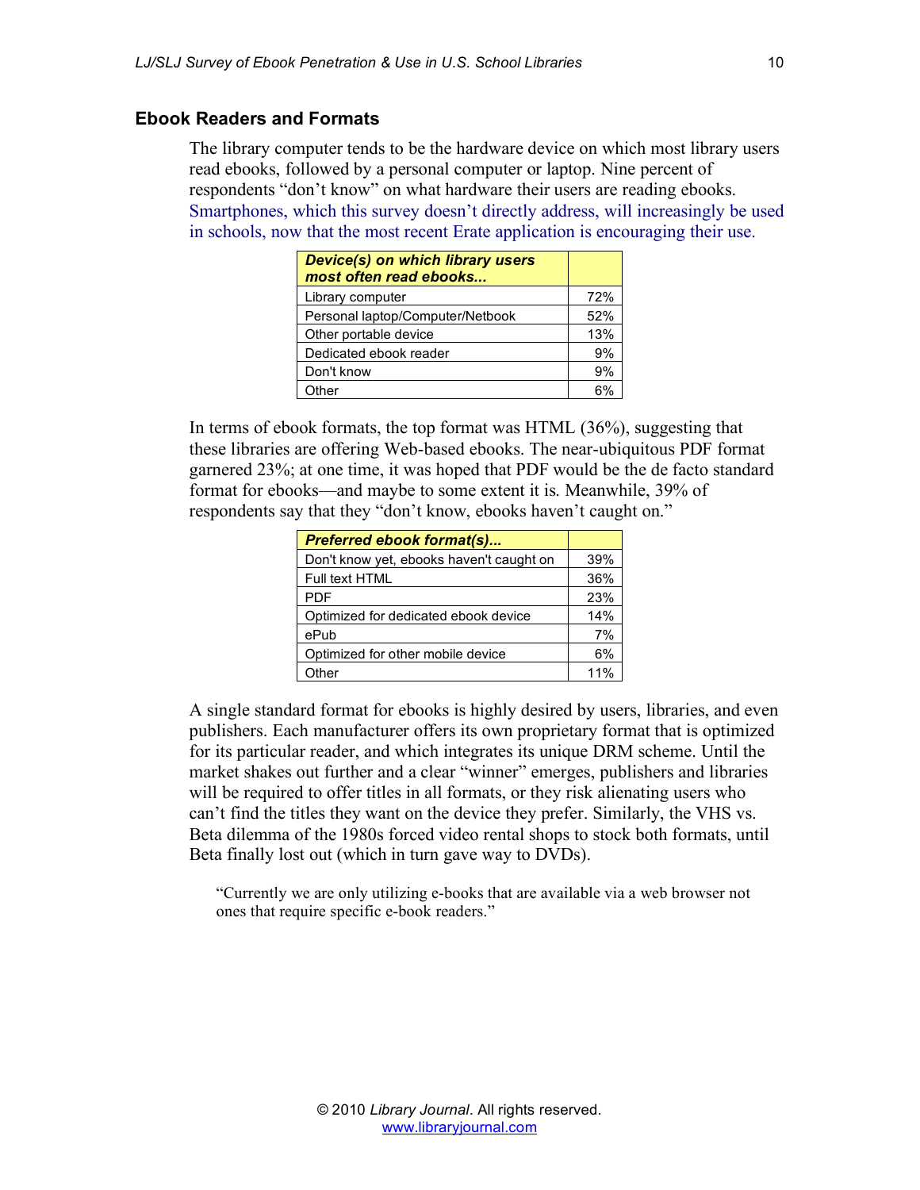## Ebook Readers and Formats

The library computer tends to be the hardware device on which most library users read ebooks, followed by a personal computer or laptop. Nine percent of respondents "don't know" on what hardware their users are reading ebooks. Smartphones, which this survey doesn't directly address, will increasingly be used in schools, now that the most recent Erate application is encouraging their use.

| ***Device(s) on which library users most often read ebooks...*** | |
|---|---|
| Library computer | 72% |
| Personal laptop/Computer/Netbook | 52% |
| Other portable device | 13% |
| Dedicated ebook reader | 9% |
| Don't know | 9% |
| Other | 6% |

In terms of ebook formats, the top format was HTML (36%), suggesting that these libraries are offering Web-based ebooks. The near-ubiquitous PDF format garnered 23%; at one time, it was hoped that PDF would be the de facto standard format for ebooks—and maybe to some extent it is. Meanwhile, 39% of respondents say that they "don't know, ebooks haven't caught on."

| ***Preferred ebook format(s)...*** | |
|---|---|
| Don't know yet, ebooks haven't caught on | 39% |
| Full text HTML | 36% |
| PDF | 23% |
| Optimized for dedicated ebook device | 14% |
| ePub | 7% |
| Optimized for other mobile device | 6% |
| Other | 11% |

A single standard format for ebooks is highly desired by users, libraries, and even publishers. Each manufacturer offers its own proprietary format that is optimized for its particular reader, and which integrates its unique DRM scheme. Until the market shakes out further and a clear "winner" emerges, publishers and libraries will be required to offer titles in all formats, or they risk alienating users who can't find the titles they want on the device they prefer. Similarly, the VHS vs. Beta dilemma of the 1980s forced video rental shops to stock both formats, until Beta finally lost out (which in turn gave way to DVDs).

> "Currently we are only utilizing e-books that are available via a web browser not ones that require specific e-book readers."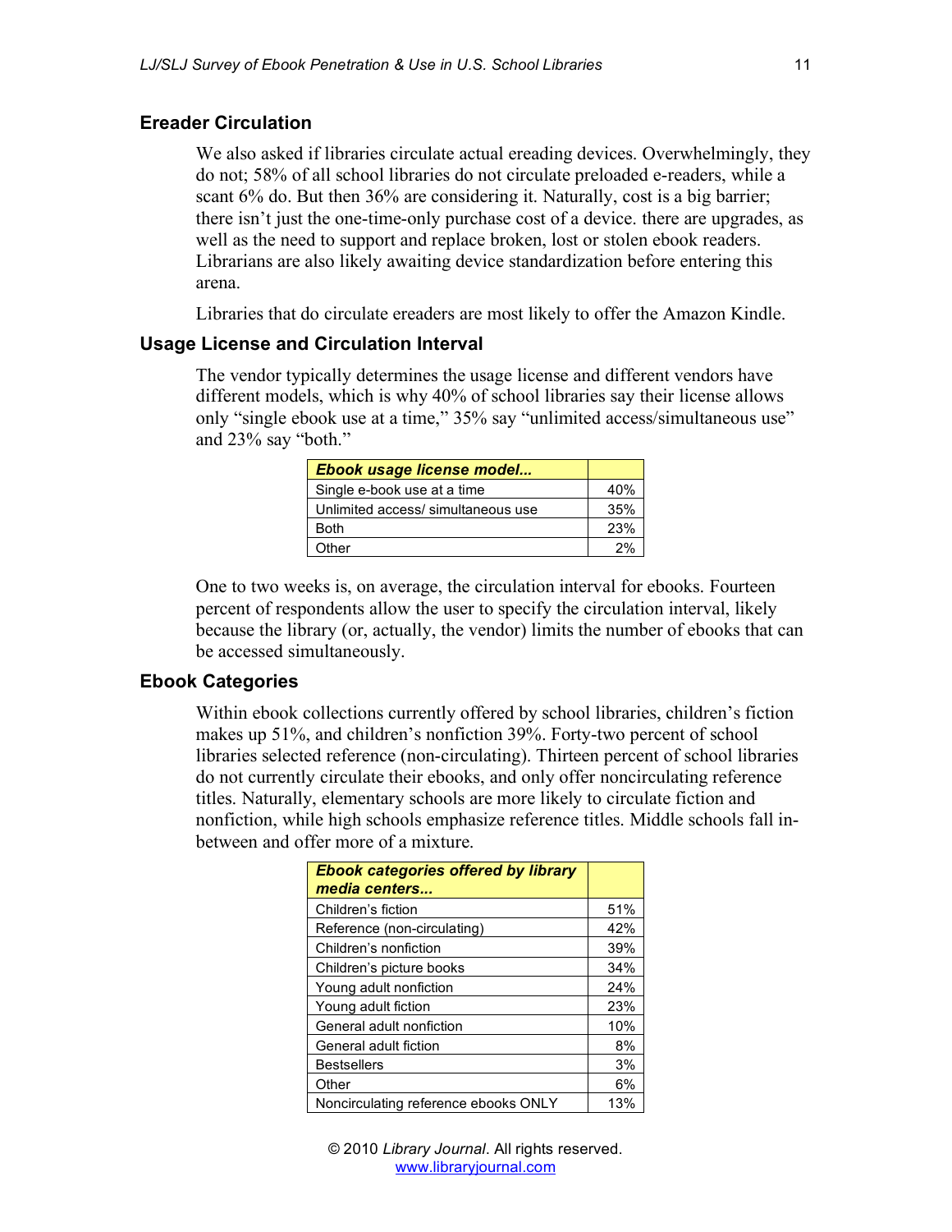## Ereader Circulation

We also asked if libraries circulate actual ereading devices. Overwhelmingly, they do not; 58% of all school libraries do not circulate preloaded e-readers, while a scant 6% do. But then 36% are considering it. Naturally, cost is a big barrier; there isn't just the one-time-only purchase cost of a device. there are upgrades, as well as the need to support and replace broken, lost or stolen ebook readers. Librarians are also likely awaiting device standardization before entering this arena.

Libraries that do circulate ereaders are most likely to offer the Amazon Kindle.

## Usage License and Circulation Interval

The vendor typically determines the usage license and different vendors have different models, which is why 40% of school libraries say their license allows only "single ebook use at a time," 35% say "unlimited access/simultaneous use" and 23% say "both."

| ***Ebook usage license model...*** | |
|---|---|
| Single e-book use at a time | 40% |
| Unlimited access/ simultaneous use | 35% |
| Both | 23% |
| Other | 2% |

One to two weeks is, on average, the circulation interval for ebooks. Fourteen percent of respondents allow the user to specify the circulation interval, likely because the library (or, actually, the vendor) limits the number of ebooks that can be accessed simultaneously.

## Ebook Categories

Within ebook collections currently offered by school libraries, children's fiction makes up 51%, and children's nonfiction 39%. Forty-two percent of school libraries selected reference (non-circulating). Thirteen percent of school libraries do not currently circulate their ebooks, and only offer noncirculating reference titles. Naturally, elementary schools are more likely to circulate fiction and nonfiction, while high schools emphasize reference titles. Middle schools fall in-between and offer more of a mixture.

| ***Ebook categories offered by library media centers...*** | |
|---|---|
| Children's fiction | 51% |
| Reference (non-circulating) | 42% |
| Children's nonfiction | 39% |
| Children's picture books | 34% |
| Young adult nonfiction | 24% |
| Young adult fiction | 23% |
| General adult nonfiction | 10% |
| General adult fiction | 8% |
| Bestsellers | 3% |
| Other | 6% |
| Noncirculating reference ebooks ONLY | 13% |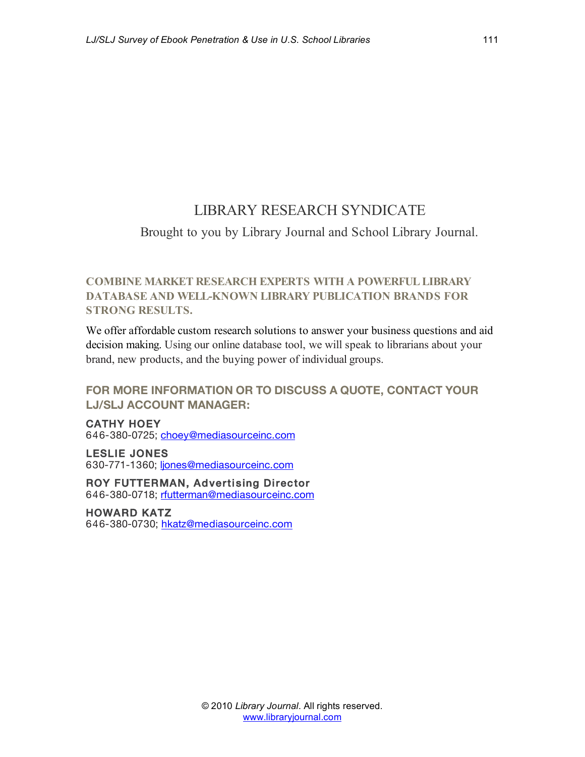# LIBRARY RESEARCH SYNDICATE

Brought to you by Library Journal and School Library Journal.

## COMBINE MARKET RESEARCH EXPERTS WITH A POWERFUL LIBRARY DATABASE AND WELL-KNOWN LIBRARY PUBLICATION BRANDS FOR STRONG RESULTS.

We offer affordable custom research solutions to answer your business questions and aid decision making. Using our online database tool, we will speak to librarians about your brand, new products, and the buying power of individual groups.

## FOR MORE INFORMATION OR TO DISCUSS A QUOTE, CONTACT YOUR LJ/SLJ ACCOUNT MANAGER:

**CATHY HOEY**
646-380-0725; choey@mediasourceinc.com

**LESLIE JONES**
630-771-1360; ljones@mediasourceinc.com

**ROY FUTTERMAN, Advertising Director**
646-380-0718; rfutterman@mediasourceinc.com

**HOWARD KATZ**
646-380-0730; hkatz@mediasourceinc.com

© 2010 *Library Journal*. All rights reserved.
www.libraryjournal.com